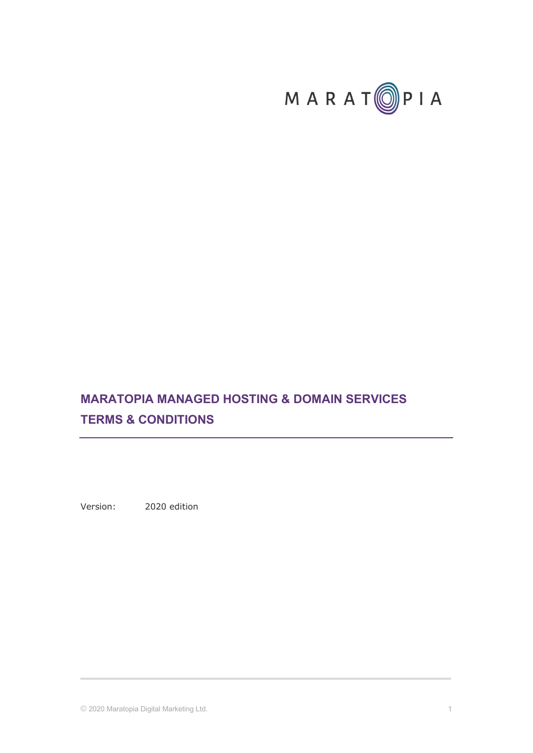MARATOPIA

# MARATOPIA MANAGED HOSTING & DOMAIN SERVICES TERMS & CONDITIONS

Version: 2020 edition

© 2020 Maratopia Digital Marketing Ltd.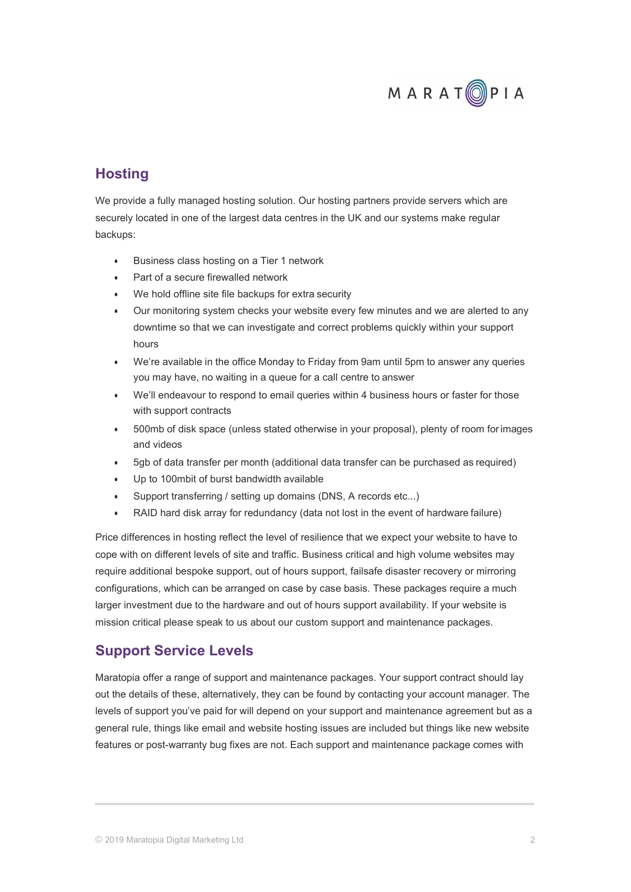## Hosting

We provide a fully managed hosting solution. Our hosting partners provide servers which are securely located in one of the largest data centres in the UK and our systems make regular backups:

- Business class hosting on a Tier 1 network
- Part of a secure firewalled network
- We hold offline site file backups for extra security
- Our monitoring system checks your website every few minutes and we are alerted to any downtime so that we can investigate and correct problems quickly within your support hours
- We're available in the office Monday to Friday from 9am until 5pm to answer any queries you may have, no waiting in a queue for a call centre to answer
- We'll endeavour to respond to email queries within 4 business hours or faster for those with support contracts
- 500mb of disk space (unless stated otherwise in your proposal), plenty of room for images and videos
- 5gb of data transfer per month (additional data transfer can be purchased as required)
- Up to 100mbit of burst bandwidth available
- Support transferring / setting up domains (DNS, A records etc...)
- RAID hard disk array for redundancy (data not lost in the event of hardware failure)

Price differences in hosting reflect the level of resilience that we expect your website to have to cope with on different levels of site and traffic. Business critical and high volume websites may require additional bespoke support, out of hours support, failsafe disaster recovery or mirroring configurations, which can be arranged on case by case basis. These packages require a much larger investment due to the hardware and out of hours support availability. If your website is mission critical please speak to us about our custom support and maintenance packages.

## Support Service Levels

Maratopia offer a range of support and maintenance packages. Your support contract should lay out the details of these, alternatively, they can be found by contacting your account manager. The levels of support you've paid for will depend on your support and maintenance agreement but as a general rule, things like email and website hosting issues are included but things like new website features or post-warranty bug fixes are not. Each support and maintenance package comes with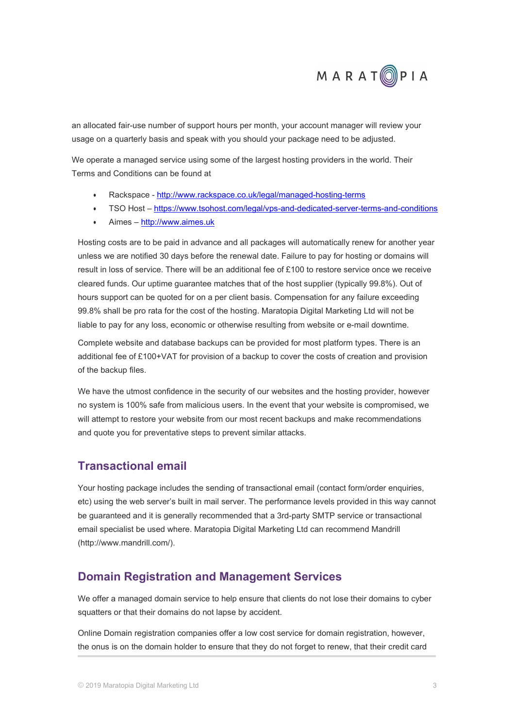an allocated fair-use number of support hours per month, your account manager will review your usage on a quarterly basis and speak with you should your package need to be adjusted.

We operate a managed service using some of the largest hosting providers in the world. Their Terms and Conditions can be found at

- Rackspace - [http://www.rackspace.co.uk/legal/managed-hosting-terms](http://www.rackspace.co.uk/legal/managed-hosting-terms)
- TSO Host – [https://www.tsohost.com/legal/vps-and-dedicated-server-terms-and-conditions](https://www.tsohost.com/legal/vps-and-dedicated-server-terms-and-conditions)
- Aimes – [http://www.aimes.uk](http://www.aimes.uk)

Hosting costs are to be paid in advance and all packages will automatically renew for another year unless we are notified 30 days before the renewal date. Failure to pay for hosting or domains will result in loss of service. There will be an additional fee of £100 to restore service once we receive cleared funds. Our uptime guarantee matches that of the host supplier (typically 99.8%). Out of hours support can be quoted for on a per client basis. Compensation for any failure exceeding 99.8% shall be pro rata for the cost of the hosting. Maratopia Digital Marketing Ltd will not be liable to pay for any loss, economic or otherwise resulting from website or e-mail downtime.

Complete website and database backups can be provided for most platform types. There is an additional fee of £100+VAT for provision of a backup to cover the costs of creation and provision of the backup files.

We have the utmost confidence in the security of our websites and the hosting provider, however no system is 100% safe from malicious users. In the event that your website is compromised, we will attempt to restore your website from our most recent backups and make recommendations and quote you for preventative steps to prevent similar attacks.

## Transactional email

Your hosting package includes the sending of transactional email (contact form/order enquiries, etc) using the web server's built in mail server. The performance levels provided in this way cannot be guaranteed and it is generally recommended that a 3rd-party SMTP service or transactional email specialist be used where. Maratopia Digital Marketing Ltd can recommend Mandrill (http://www.mandrill.com/).

## Domain Registration and Management Services

We offer a managed domain service to help ensure that clients do not lose their domains to cyber squatters or that their domains do not lapse by accident.

Online Domain registration companies offer a low cost service for domain registration, however, the onus is on the domain holder to ensure that they do not forget to renew, that their credit card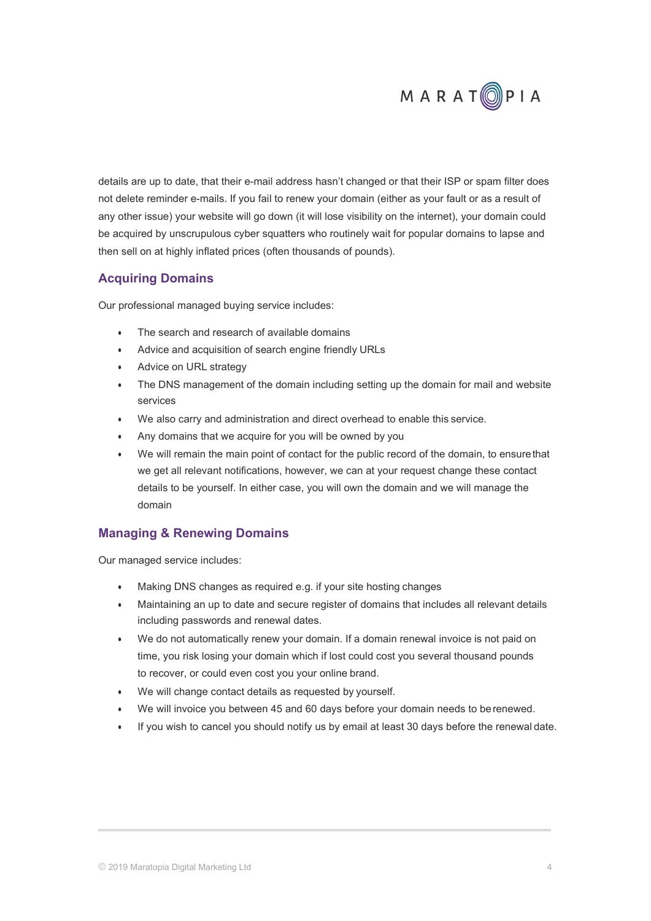details are up to date, that their e-mail address hasn't changed or that their ISP or spam filter does not delete reminder e-mails. If you fail to renew your domain (either as your fault or as a result of any other issue) your website will go down (it will lose visibility on the internet), your domain could be acquired by unscrupulous cyber squatters who routinely wait for popular domains to lapse and then sell on at highly inflated prices (often thousands of pounds).

## Acquiring Domains

Our professional managed buying service includes:

- The search and research of available domains
- Advice and acquisition of search engine friendly URLs
- Advice on URL strategy
- The DNS management of the domain including setting up the domain for mail and website services
- We also carry and administration and direct overhead to enable this service.
- Any domains that we acquire for you will be owned by you
- We will remain the main point of contact for the public record of the domain, to ensure that we get all relevant notifications, however, we can at your request change these contact details to be yourself. In either case, you will own the domain and we will manage the domain

## Managing & Renewing Domains

Our managed service includes:

- Making DNS changes as required e.g. if your site hosting changes
- Maintaining an up to date and secure register of domains that includes all relevant details including passwords and renewal dates.
- We do not automatically renew your domain. If a domain renewal invoice is not paid on time, you risk losing your domain which if lost could cost you several thousand pounds to recover, or could even cost you your online brand.
- We will change contact details as requested by yourself.
- We will invoice you between 45 and 60 days before your domain needs to be renewed.
- If you wish to cancel you should notify us by email at least 30 days before the renewal date.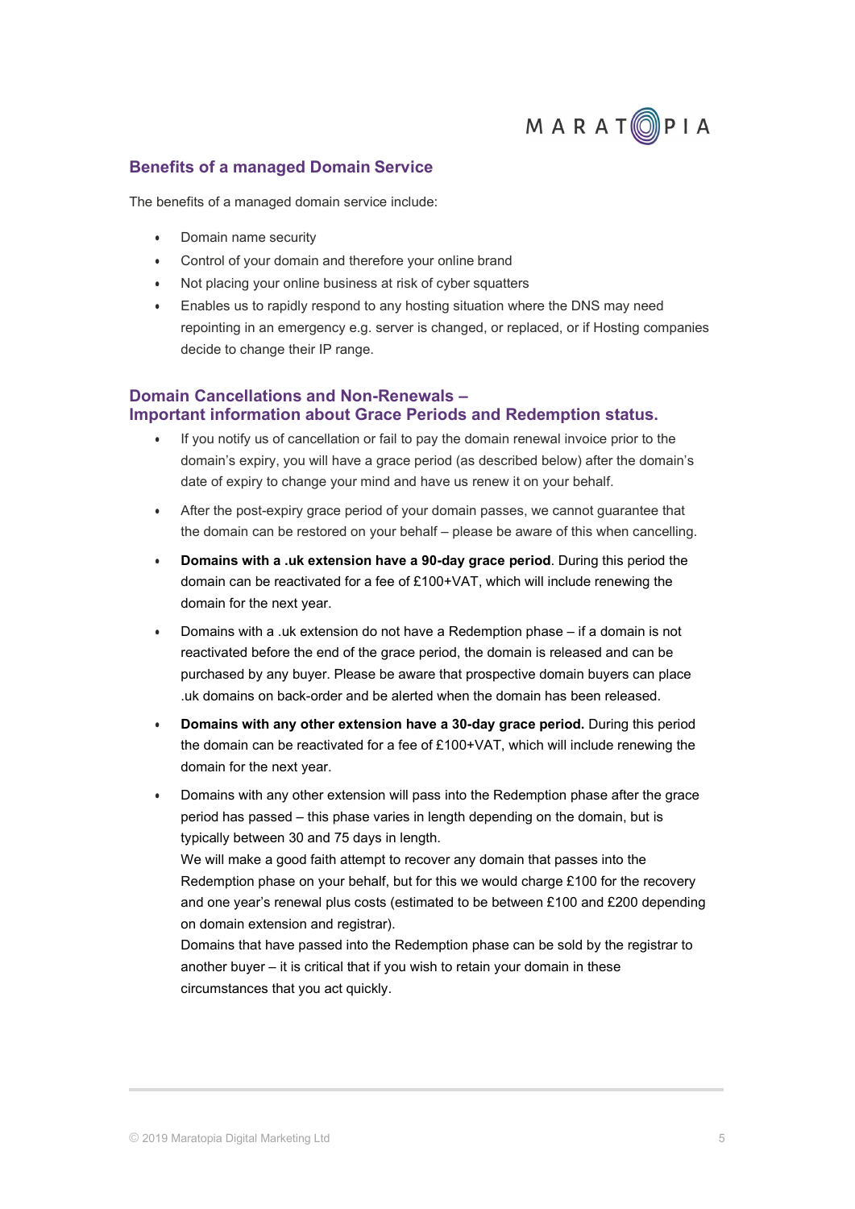## Benefits of a managed Domain Service

The benefits of a managed domain service include:

- Domain name security
- Control of your domain and therefore your online brand
- Not placing your online business at risk of cyber squatters
- Enables us to rapidly respond to any hosting situation where the DNS may need repointing in an emergency e.g. server is changed, or replaced, or if Hosting companies decide to change their IP range.

## Domain Cancellations and Non-Renewals – Important information about Grace Periods and Redemption status.

- If you notify us of cancellation or fail to pay the domain renewal invoice prior to the domain's expiry, you will have a grace period (as described below) after the domain's date of expiry to change your mind and have us renew it on your behalf.
- After the post-expiry grace period of your domain passes, we cannot guarantee that the domain can be restored on your behalf – please be aware of this when cancelling.
- **Domains with a .uk extension have a 90-day grace period**. During this period the domain can be reactivated for a fee of £100+VAT, which will include renewing the domain for the next year.
- Domains with a .uk extension do not have a Redemption phase – if a domain is not reactivated before the end of the grace period, the domain is released and can be purchased by any buyer. Please be aware that prospective domain buyers can place .uk domains on back-order and be alerted when the domain has been released.
- **Domains with any other extension have a 30-day grace period.** During this period the domain can be reactivated for a fee of £100+VAT, which will include renewing the domain for the next year.
- Domains with any other extension will pass into the Redemption phase after the grace period has passed – this phase varies in length depending on the domain, but is typically between 30 and 75 days in length.
  We will make a good faith attempt to recover any domain that passes into the Redemption phase on your behalf, but for this we would charge £100 for the recovery and one year's renewal plus costs (estimated to be between £100 and £200 depending on domain extension and registrar).
  Domains that have passed into the Redemption phase can be sold by the registrar to another buyer – it is critical that if you wish to retain your domain in these circumstances that you act quickly.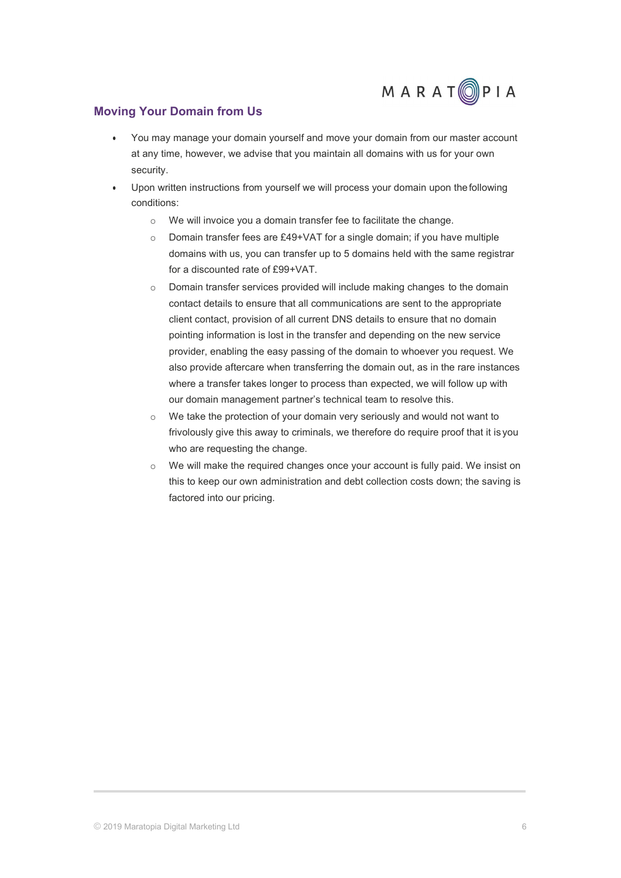## Moving Your Domain from Us

- You may manage your domain yourself and move your domain from our master account at any time, however, we advise that you maintain all domains with us for your own security.
- Upon written instructions from yourself we will process your domain upon the following conditions:
  - We will invoice you a domain transfer fee to facilitate the change.
  - Domain transfer fees are £49+VAT for a single domain; if you have multiple domains with us, you can transfer up to 5 domains held with the same registrar for a discounted rate of £99+VAT.
  - Domain transfer services provided will include making changes to the domain contact details to ensure that all communications are sent to the appropriate client contact, provision of all current DNS details to ensure that no domain pointing information is lost in the transfer and depending on the new service provider, enabling the easy passing of the domain to whoever you request. We also provide aftercare when transferring the domain out, as in the rare instances where a transfer takes longer to process than expected, we will follow up with our domain management partner's technical team to resolve this.
  - We take the protection of your domain very seriously and would not want to frivolously give this away to criminals, we therefore do require proof that it is you who are requesting the change.
  - We will make the required changes once your account is fully paid. We insist on this to keep our own administration and debt collection costs down; the saving is factored into our pricing.